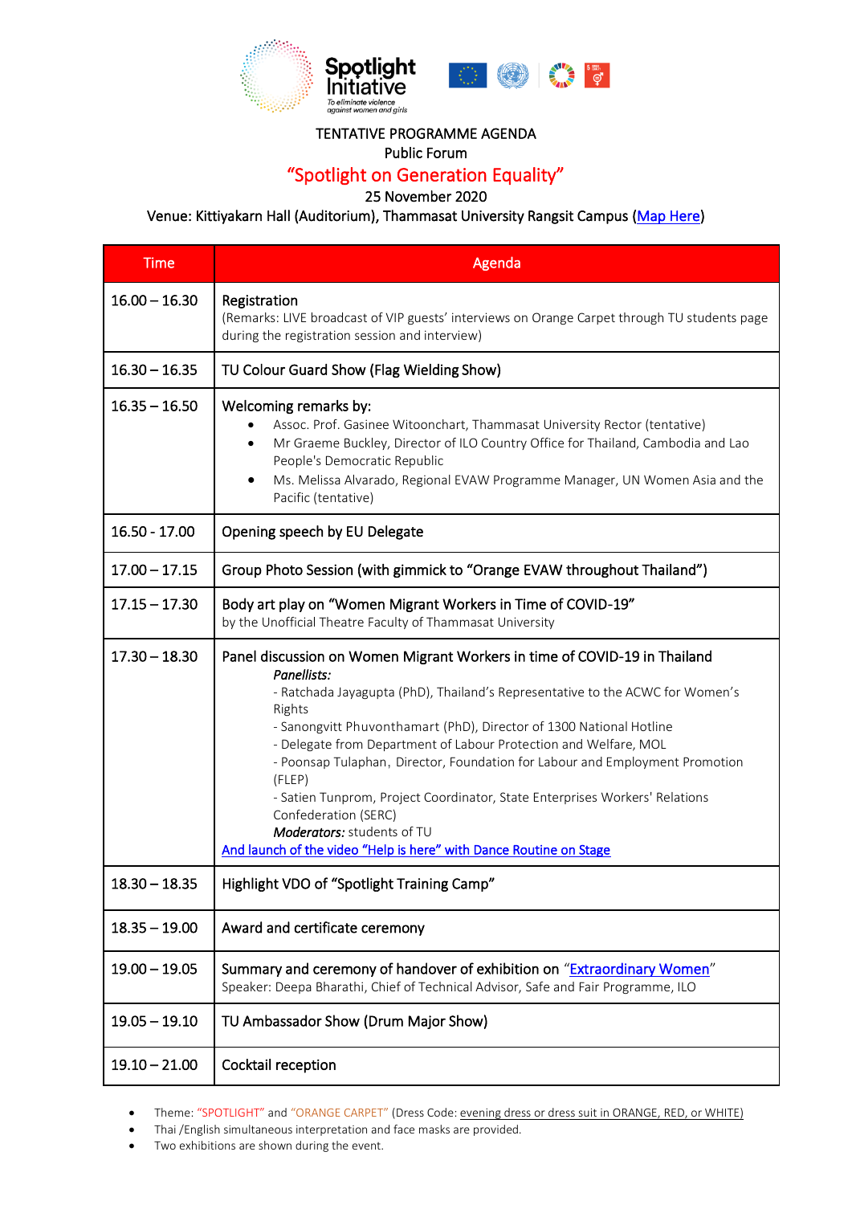TENTATIVE PROGRAMME AGENDA

Public Forum

# "Spotlight on Generation Equality"

25 November 2020

Venue: Kittiyakarn Hall (Auditorium), Thammasat University Rangsit Campus (Map Here)

| Time | Agenda |
|---|---|
| 16.00 – 16.30 | Registration<br>(Remarks: LIVE broadcast of VIP guests' interviews on Orange Carpet through TU students page during the registration session and interview) |
| 16.30 – 16.35 | TU Colour Guard Show (Flag Wielding Show) |
| 16.35 – 16.50 | Welcoming remarks by:<br>• Assoc. Prof. Gasinee Witoonchart, Thammasat University Rector (tentative)<br>• Mr Graeme Buckley, Director of ILO Country Office for Thailand, Cambodia and Lao People's Democratic Republic<br>• Ms. Melissa Alvarado, Regional EVAW Programme Manager, UN Women Asia and the Pacific (tentative) |
| 16.50 - 17.00 | Opening speech by EU Delegate |
| 17.00 – 17.15 | Group Photo Session (with gimmick to "Orange EVAW throughout Thailand") |
| 17.15 – 17.30 | Body art play on "Women Migrant Workers in Time of COVID-19"<br>by the Unofficial Theatre Faculty of Thammasat University |
| 17.30 – 18.30 | Panel discussion on Women Migrant Workers in time of COVID-19 in Thailand<br>***Panellists:***<br>- Ratchada Jayagupta (PhD), Thailand's Representative to the ACWC for Women's Rights<br>- Sanongvitt Phuvonthamart (PhD), Director of 1300 National Hotline<br>- Delegate from Department of Labour Protection and Welfare, MOL<br>- Poonsap Tulaphan, Director, Foundation for Labour and Employment Promotion (FLEP)<br>- Satien Tunprom, Project Coordinator, State Enterprises Workers' Relations Confederation (SERC)<br>***Moderators:*** students of TU<br>And launch of the video "Help is here" with Dance Routine on Stage |
| 18.30 – 18.35 | Highlight VDO of "Spotlight Training Camp" |
| 18.35 – 19.00 | Award and certificate ceremony |
| 19.00 – 19.05 | Summary and ceremony of handover of exhibition on "Extraordinary Women"<br>Speaker: Deepa Bharathi, Chief of Technical Advisor, Safe and Fair Programme, ILO |
| 19.05 – 19.10 | TU Ambassador Show (Drum Major Show) |
| 19.10 – 21.00 | Cocktail reception |

- Theme: "SPOTLIGHT" and "ORANGE CARPET" (Dress Code: evening dress or dress suit in ORANGE, RED, or WHITE)
- Thai /English simultaneous interpretation and face masks are provided.
- Two exhibitions are shown during the event.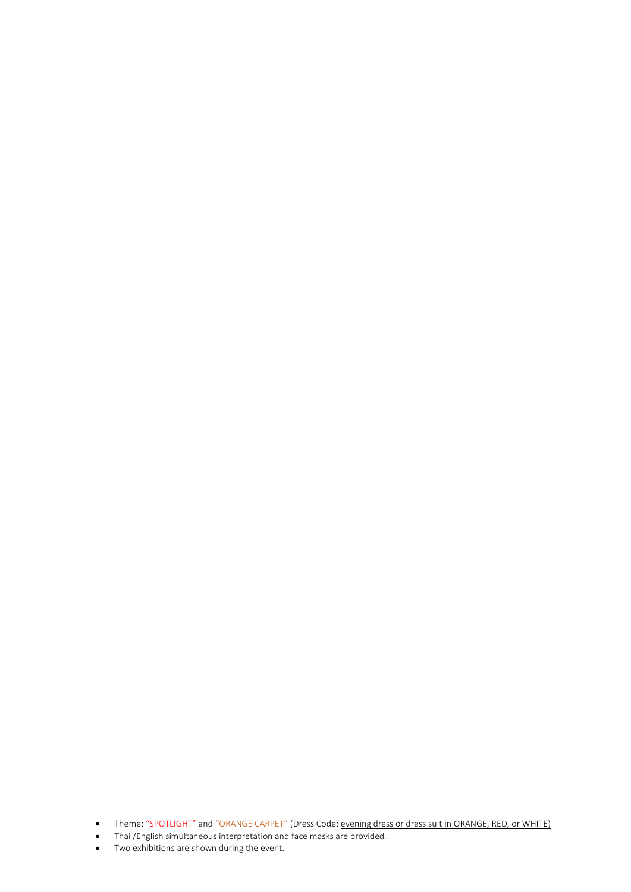- Theme: "SPOTLIGHT" and "ORANGE CARPET" (Dress Code: evening dress or dress suit in ORANGE, RED, or WHITE)
- Thai /English simultaneous interpretation and face masks are provided.
- Two exhibitions are shown during the event.